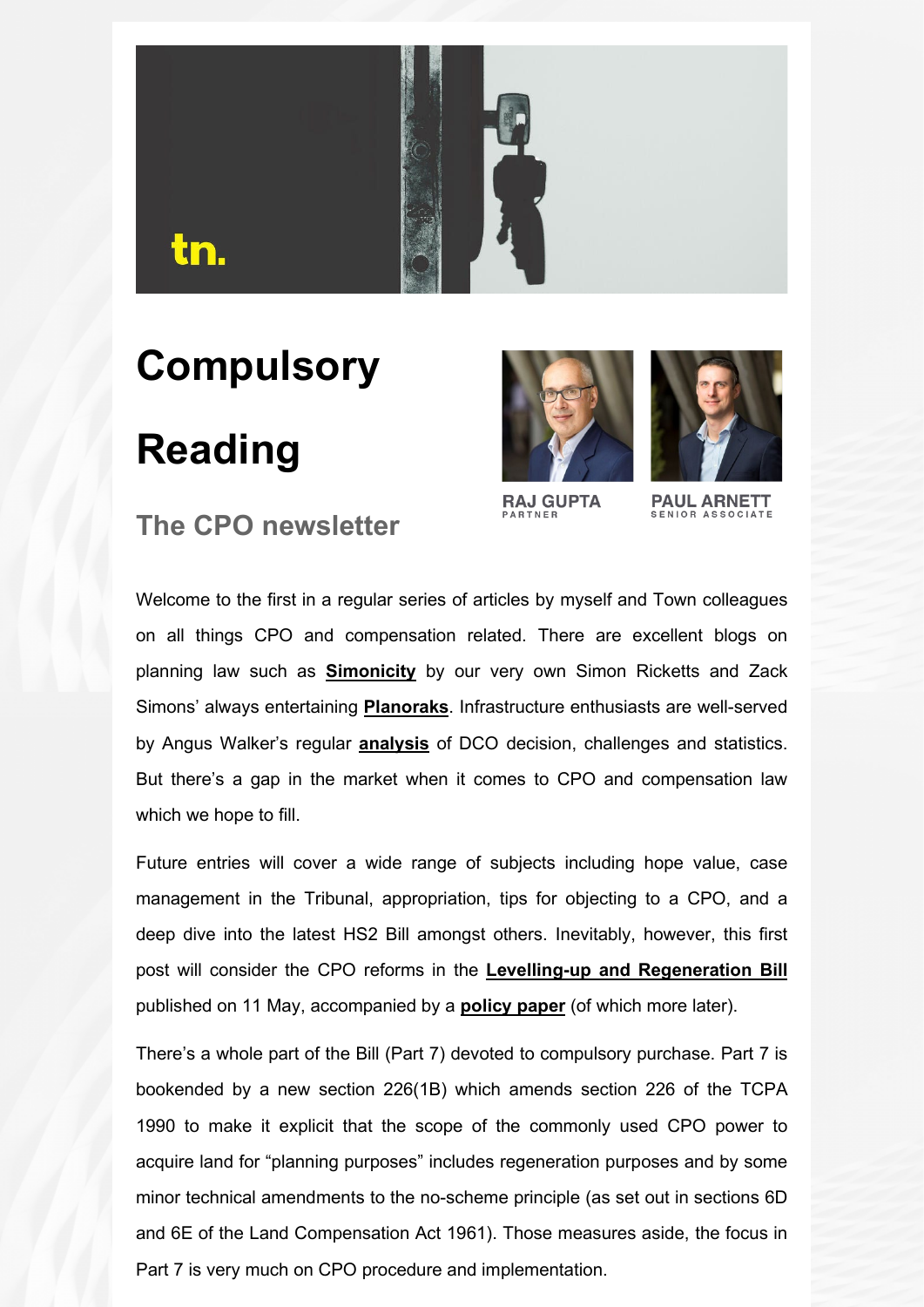tn.

# Compulsory Reading

## The CPO newsletter

RAJ GUPTA
PARTNER

PAUL ARNETT
SENIOR ASSOCIATE

Welcome to the first in a regular series of articles by myself and Town colleagues on all things CPO and compensation related. There are excellent blogs on planning law such as **Simonicity** by our very own Simon Ricketts and Zack Simons' always entertaining **Planoraks**. Infrastructure enthusiasts are well-served by Angus Walker's regular **analysis** of DCO decision, challenges and statistics. But there's a gap in the market when it comes to CPO and compensation law which we hope to fill.

Future entries will cover a wide range of subjects including hope value, case management in the Tribunal, appropriation, tips for objecting to a CPO, and a deep dive into the latest HS2 Bill amongst others. Inevitably, however, this first post will consider the CPO reforms in the **Levelling-up and Regeneration Bill** published on 11 May, accompanied by a **policy paper** (of which more later).

There's a whole part of the Bill (Part 7) devoted to compulsory purchase. Part 7 is bookended by a new section 226(1B) which amends section 226 of the TCPA 1990 to make it explicit that the scope of the commonly used CPO power to acquire land for "planning purposes" includes regeneration purposes and by some minor technical amendments to the no-scheme principle (as set out in sections 6D and 6E of the Land Compensation Act 1961). Those measures aside, the focus in Part 7 is very much on CPO procedure and implementation.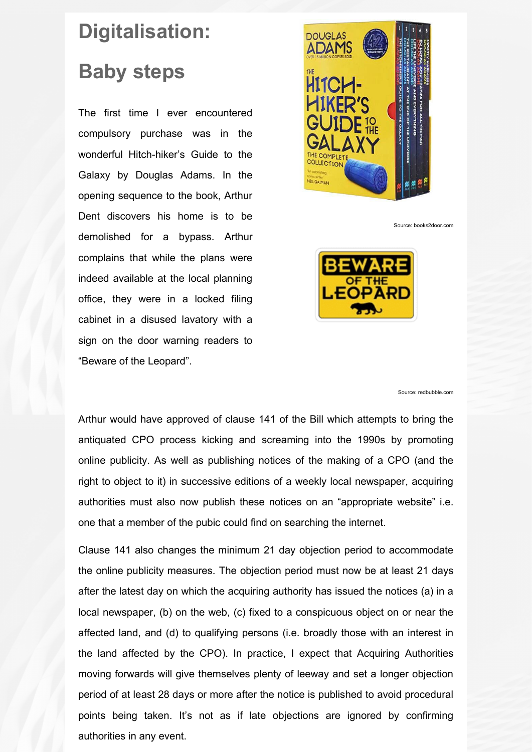# Digitalisation:

# Baby steps

The first time I ever encountered compulsory purchase was in the wonderful Hitch-hiker's Guide to the Galaxy by Douglas Adams. In the opening sequence to the book, Arthur Dent discovers his home is to be demolished for a bypass. Arthur complains that while the plans were indeed available at the local planning office, they were in a locked filing cabinet in a disused lavatory with a sign on the door warning readers to "Beware of the Leopard".

Source: books2door.com

Source: redbubble.com

Arthur would have approved of clause 141 of the Bill which attempts to bring the antiquated CPO process kicking and screaming into the 1990s by promoting online publicity. As well as publishing notices of the making of a CPO (and the right to object to it) in successive editions of a weekly local newspaper, acquiring authorities must also now publish these notices on an "appropriate website" i.e. one that a member of the pubic could find on searching the internet.

Clause 141 also changes the minimum 21 day objection period to accommodate the online publicity measures. The objection period must now be at least 21 days after the latest day on which the acquiring authority has issued the notices (a) in a local newspaper, (b) on the web, (c) fixed to a conspicuous object on or near the affected land, and (d) to qualifying persons (i.e. broadly those with an interest in the land affected by the CPO). In practice, I expect that Acquiring Authorities moving forwards will give themselves plenty of leeway and set a longer objection period of at least 28 days or more after the notice is published to avoid procedural points being taken. It's not as if late objections are ignored by confirming authorities in any event.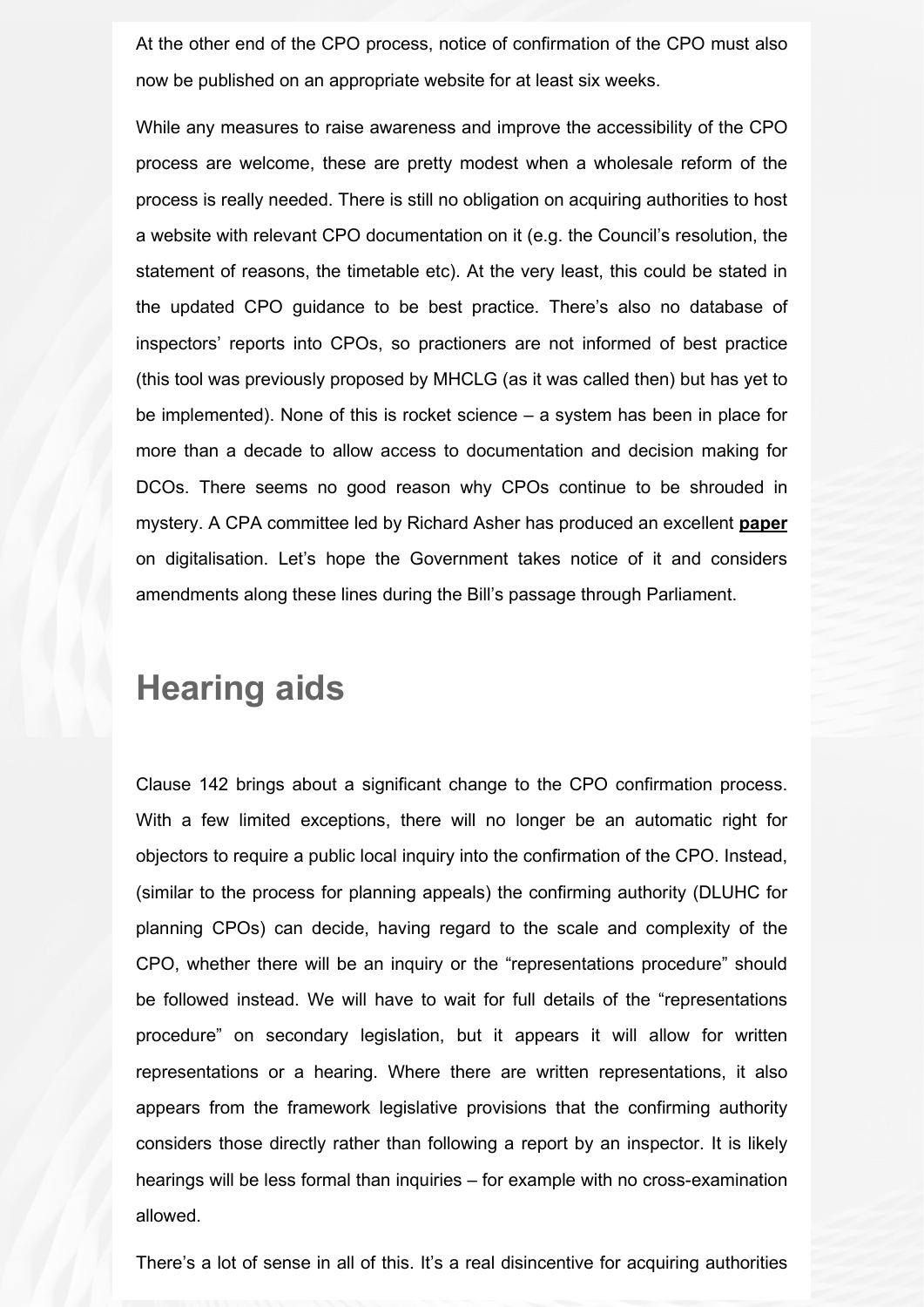At the other end of the CPO process, notice of confirmation of the CPO must also now be published on an appropriate website for at least six weeks.

While any measures to raise awareness and improve the accessibility of the CPO process are welcome, these are pretty modest when a wholesale reform of the process is really needed. There is still no obligation on acquiring authorities to host a website with relevant CPO documentation on it (e.g. the Council's resolution, the statement of reasons, the timetable etc). At the very least, this could be stated in the updated CPO guidance to be best practice. There's also no database of inspectors' reports into CPOs, so practioners are not informed of best practice (this tool was previously proposed by MHCLG (as it was called then) but has yet to be implemented). None of this is rocket science – a system has been in place for more than a decade to allow access to documentation and decision making for DCOs. There seems no good reason why CPOs continue to be shrouded in mystery. A CPA committee led by Richard Asher has produced an excellent **paper** on digitalisation. Let's hope the Government takes notice of it and considers amendments along these lines during the Bill's passage through Parliament.

## Hearing aids

Clause 142 brings about a significant change to the CPO confirmation process. With a few limited exceptions, there will no longer be an automatic right for objectors to require a public local inquiry into the confirmation of the CPO. Instead, (similar to the process for planning appeals) the confirming authority (DLUHC for planning CPOs) can decide, having regard to the scale and complexity of the CPO, whether there will be an inquiry or the "representations procedure" should be followed instead. We will have to wait for full details of the "representations procedure" on secondary legislation, but it appears it will allow for written representations or a hearing. Where there are written representations, it also appears from the framework legislative provisions that the confirming authority considers those directly rather than following a report by an inspector. It is likely hearings will be less formal than inquiries – for example with no cross-examination allowed.

There's a lot of sense in all of this. It's a real disincentive for acquiring authorities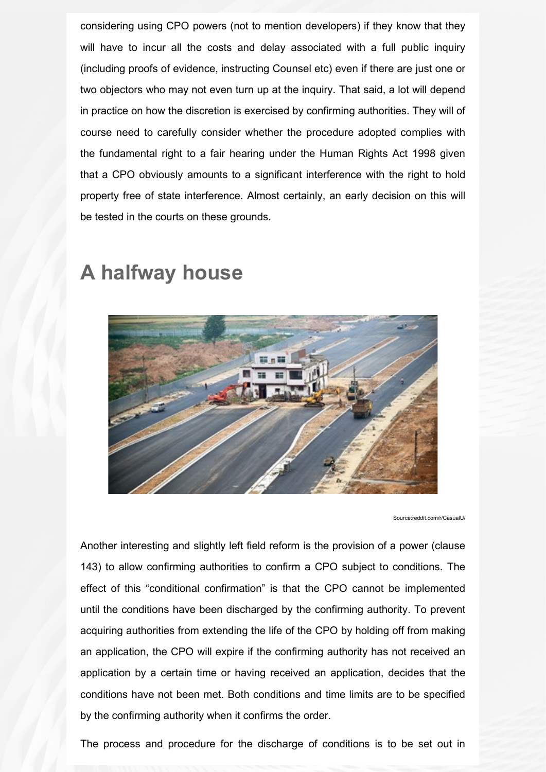considering using CPO powers (not to mention developers) if they know that they will have to incur all the costs and delay associated with a full public inquiry (including proofs of evidence, instructing Counsel etc) even if there are just one or two objectors who may not even turn up at the inquiry. That said, a lot will depend in practice on how the discretion is exercised by confirming authorities. They will of course need to carefully consider whether the procedure adopted complies with the fundamental right to a fair hearing under the Human Rights Act 1998 given that a CPO obviously amounts to a significant interference with the right to hold property free of state interference. Almost certainly, an early decision on this will be tested in the courts on these grounds.

## A halfway house

Source:reddit.com/r/CasualU/

Another interesting and slightly left field reform is the provision of a power (clause 143) to allow confirming authorities to confirm a CPO subject to conditions. The effect of this "conditional confirmation" is that the CPO cannot be implemented until the conditions have been discharged by the confirming authority. To prevent acquiring authorities from extending the life of the CPO by holding off from making an application, the CPO will expire if the confirming authority has not received an application by a certain time or having received an application, decides that the conditions have not been met. Both conditions and time limits are to be specified by the confirming authority when it confirms the order.

The process and procedure for the discharge of conditions is to be set out in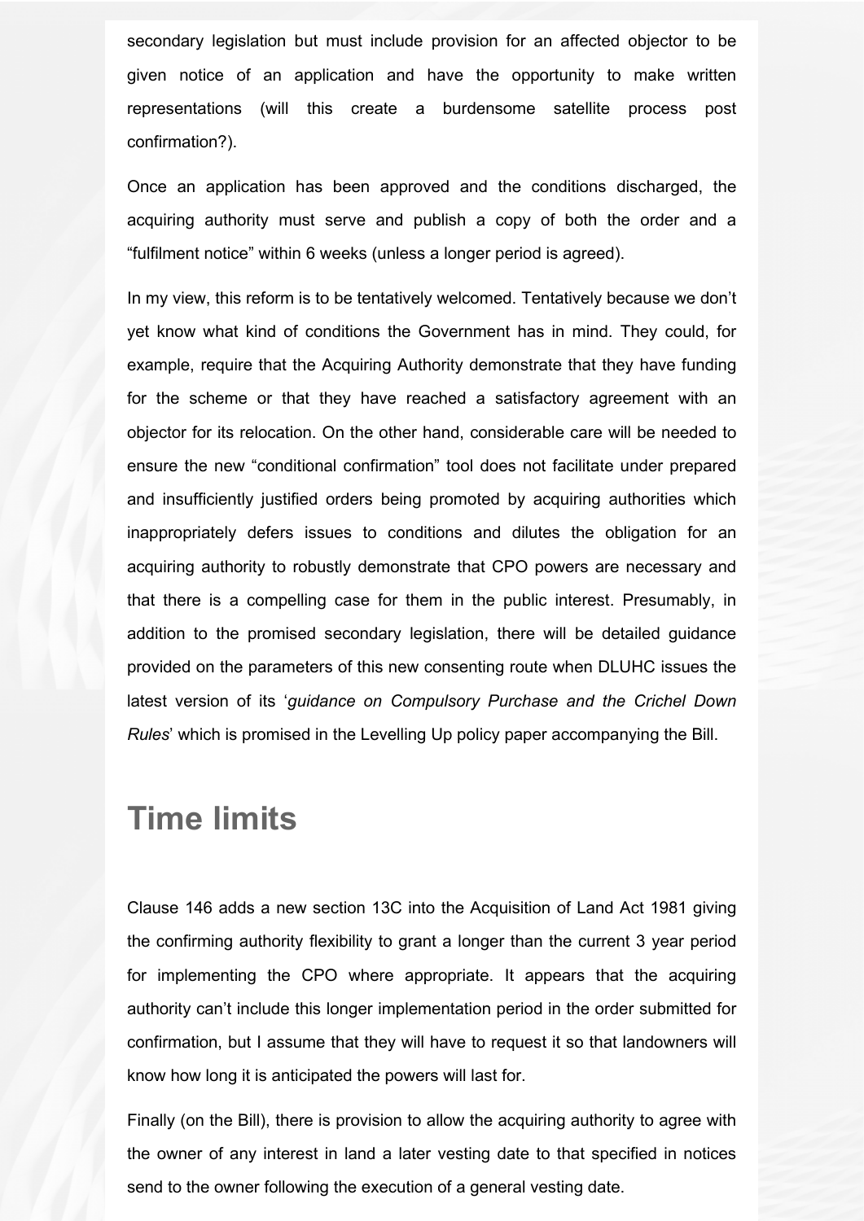secondary legislation but must include provision for an affected objector to be given notice of an application and have the opportunity to make written representations (will this create a burdensome satellite process post confirmation?).

Once an application has been approved and the conditions discharged, the acquiring authority must serve and publish a copy of both the order and a "fulfilment notice" within 6 weeks (unless a longer period is agreed).

In my view, this reform is to be tentatively welcomed. Tentatively because we don't yet know what kind of conditions the Government has in mind. They could, for example, require that the Acquiring Authority demonstrate that they have funding for the scheme or that they have reached a satisfactory agreement with an objector for its relocation. On the other hand, considerable care will be needed to ensure the new "conditional confirmation" tool does not facilitate under prepared and insufficiently justified orders being promoted by acquiring authorities which inappropriately defers issues to conditions and dilutes the obligation for an acquiring authority to robustly demonstrate that CPO powers are necessary and that there is a compelling case for them in the public interest. Presumably, in addition to the promised secondary legislation, there will be detailed guidance provided on the parameters of this new consenting route when DLUHC issues the latest version of its '*guidance on Compulsory Purchase and the Crichel Down Rules*' which is promised in the Levelling Up policy paper accompanying the Bill.

## Time limits

Clause 146 adds a new section 13C into the Acquisition of Land Act 1981 giving the confirming authority flexibility to grant a longer than the current 3 year period for implementing the CPO where appropriate. It appears that the acquiring authority can't include this longer implementation period in the order submitted for confirmation, but I assume that they will have to request it so that landowners will know how long it is anticipated the powers will last for.

Finally (on the Bill), there is provision to allow the acquiring authority to agree with the owner of any interest in land a later vesting date to that specified in notices send to the owner following the execution of a general vesting date.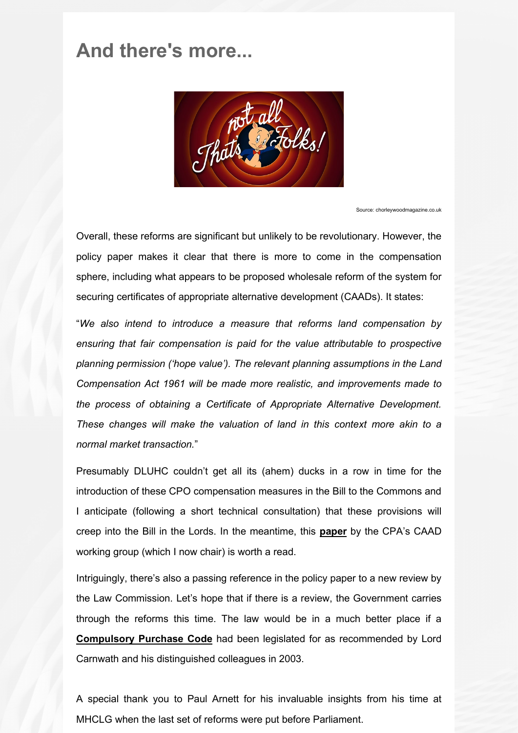# And there's more...

Source: chorleywoodmagazine.co.uk

Overall, these reforms are significant but unlikely to be revolutionary. However, the policy paper makes it clear that there is more to come in the compensation sphere, including what appears to be proposed wholesale reform of the system for securing certificates of appropriate alternative development (CAADs). It states:

"*We also intend to introduce a measure that reforms land compensation by ensuring that fair compensation is paid for the value attributable to prospective planning permission ('hope value'). The relevant planning assumptions in the Land Compensation Act 1961 will be made more realistic, and improvements made to the process of obtaining a Certificate of Appropriate Alternative Development. These changes will make the valuation of land in this context more akin to a normal market transaction.*"

Presumably DLUHC couldn't get all its (ahem) ducks in a row in time for the introduction of these CPO compensation measures in the Bill to the Commons and I anticipate (following a short technical consultation) that these provisions will creep into the Bill in the Lords. In the meantime, this **paper** by the CPA's CAAD working group (which I now chair) is worth a read.

Intriguingly, there's also a passing reference in the policy paper to a new review by the Law Commission. Let's hope that if there is a review, the Government carries through the reforms this time. The law would be in a much better place if a **Compulsory Purchase Code** had been legislated for as recommended by Lord Carnwath and his distinguished colleagues in 2003.

A special thank you to Paul Arnett for his invaluable insights from his time at MHCLG when the last set of reforms were put before Parliament.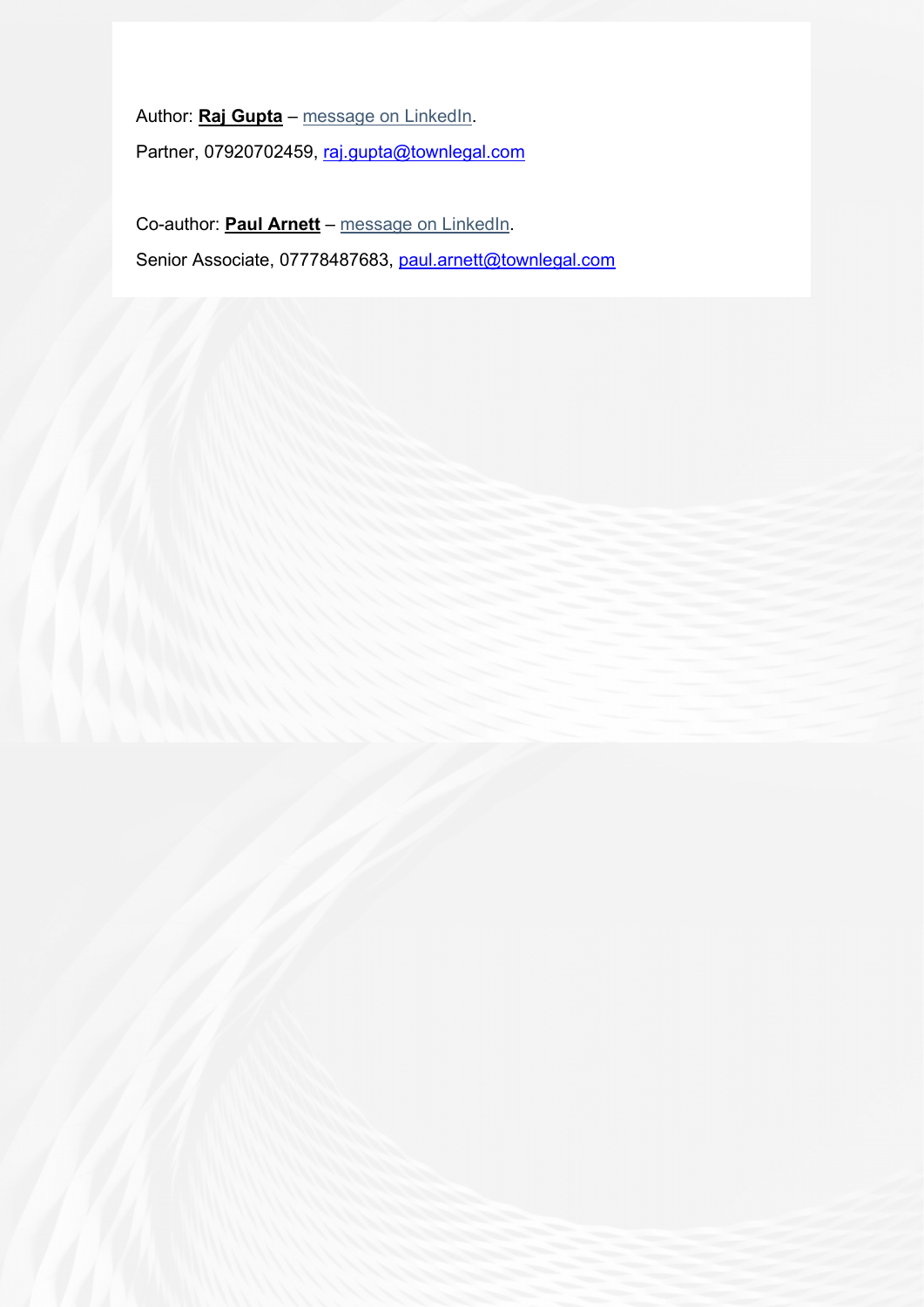Author: **Raj Gupta** – message on LinkedIn.

Partner, 07920702459, raj.gupta@townlegal.com

Co-author: **Paul Arnett** – message on LinkedIn.

Senior Associate, 07778487683, paul.arnett@townlegal.com